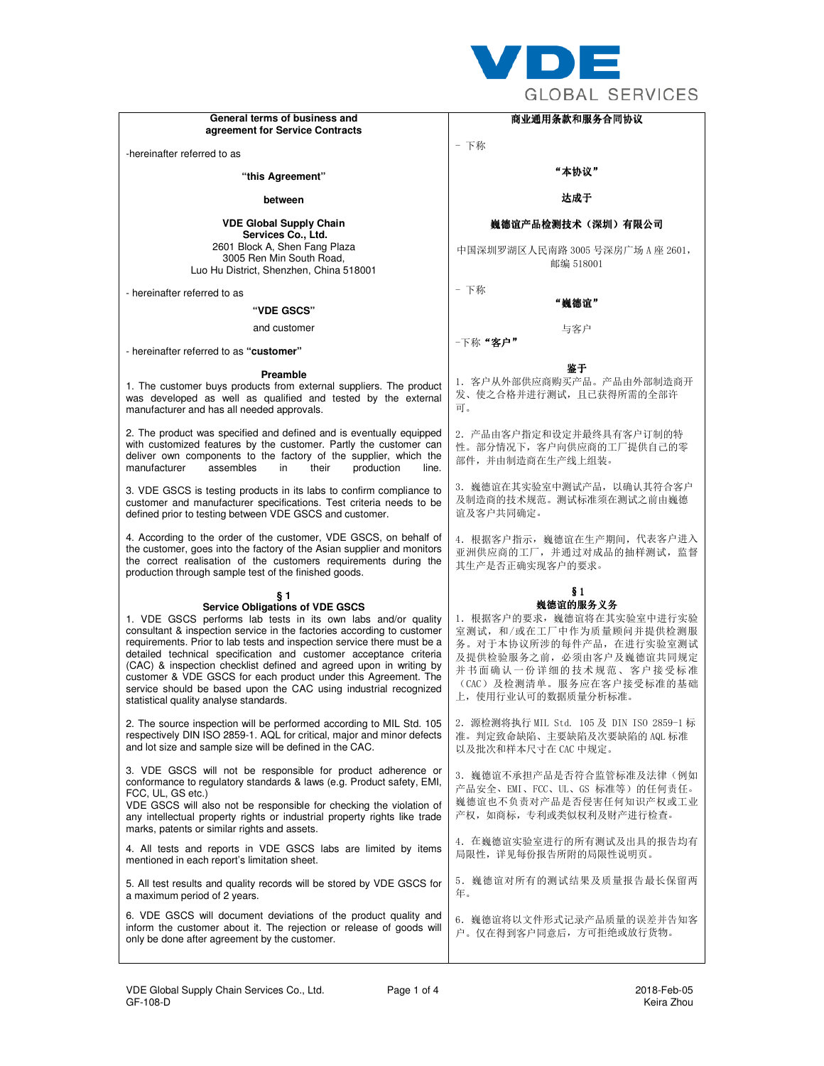VDE GLOBAL SERVICES

| General terms of business and agreement for Service Contracts | 商业通用条款和服务合同协议 |
|---|---|
| -hereinafter referred to as | - 下称 |
| **“this Agreement”** | **“本协议”** |
| **between** | **达成于** |
| **VDE Global Supply Chain Services Co., Ltd.**<br>2601 Block A, Shen Fang Plaza<br>3005 Ren Min South Road,<br>Luo Hu District, Shenzhen, China 518001 | **巍德谊产品检测技术（深圳）有限公司**<br>中国深圳罗湖区人民南路 3005 号深房广场 A 座 2601，邮编 518001 |
| - hereinafter referred to as<br>**“VDE GSCS”** | - 下称<br>**“巍德谊”** |
| and customer | 与客户 |
| - hereinafter referred to as **“customer”** | -下称 **“客户”** |
| **Preamble**<br>1. The customer buys products from external suppliers. The product was developed as well as qualified and tested by the external manufacturer and has all needed approvals. | **鉴于**<br>1. 客户从外部供应商购买产品。产品由外部制造商开发、使之合格并进行测试，且已获得所需的全部许可。 |
| 2. The product was specified and defined and is eventually equipped with customized features by the customer. Partly the customer can deliver own components to the factory of the supplier, which the manufacturer assembles in their production line. | 2. 产品由客户指定和设定并最终具有客户订制的特性。部分情况下，客户向供应商的工厂提供自己的零部件，并由制造商在生产线上组装。 |
| 3. VDE GSCS is testing products in its labs to confirm compliance to customer and manufacturer specifications. Test criteria needs to be defined prior to testing between VDE GSCS and customer. | 3. 巍德谊在其实验室中测试产品，以确认其符合客户及制造商的技术规范。测试标准须在测试之前由巍德谊及客户共同确定。 |
| 4. According to the order of the customer, VDE GSCS, on behalf of the customer, goes into the factory of the Asian supplier and monitors the correct realisation of the customers requirements during the production through sample test of the finished goods. | 4. 根据客户指示，巍德谊在生产期间，代表客户进入亚洲供应商的工厂，并通过对成品的抽样测试，监督其生产是否正确实现客户的要求。 |
| **§ 1**<br>**Service Obligations of VDE GSCS**<br>1. VDE GSCS performs lab tests in its own labs and/or quality consultant & inspection service in the factories according to customer requirements. Prior to lab tests and inspection service there must be a detailed technical specification and customer acceptance criteria (CAC) & inspection checklist defined and agreed upon in writing by customer & VDE GSCS for each product under this Agreement. The service should be based upon the CAC using industrial recognized statistical quality analyse standards. | **§ 1**<br>**巍德谊的服务义务**<br>1. 根据客户的要求，巍德谊将在其实验室中进行实验室测试，和/或在工厂中作为质量顾问并提供检测服务。对于本协议所涉的每件产品，在进行实验室测试及提供检验服务之前，必须由客户及巍德谊共同规定并书面确认一份详细的技术规范、客户接受标准（CAC）及检测清单。服务应在客户接受标准的基础上，使用行业认可的数据质量分析标准。 |
| 2. The source inspection will be performed according to MIL Std. 105 respectively DIN ISO 2859-1. AQL for critical, major and minor defects and lot size and sample size will be defined in the CAC. | 2. 源检测将执行 MIL Std. 105 及 DIN ISO 2859-1 标准。判定致命缺陷、主要缺陷及次要缺陷的 AQL 标准以及批次和样本尺寸在 CAC 中规定。 |
| 3. VDE GSCS will not be responsible for product adherence or conformance to regulatory standards & laws (e.g. Product safety, EMI, FCC, UL, GS etc.)<br>VDE GSCS will also not be responsible for checking the violation of any intellectual property rights or industrial property rights like trade marks, patents or similar rights and assets. | 3. 巍德谊不承担产品是否符合监管标准及法律（例如产品安全、EMI、FCC、UL、GS 标准等）的任何责任。巍德谊也不负责对产品是否侵害任何知识产权或工业产权，如商标，专利或类似权利及财产进行检查。 |
| 4. All tests and reports in VDE GSCS labs are limited by items mentioned in each report's limitation sheet. | 4. 在巍德谊实验室进行的所有测试及出具的报告均有局限性，详见每份报告所附的局限性说明页。 |
| 5. All test results and quality records will be stored by VDE GSCS for a maximum period of 2 years. | 5. 巍德谊对所有的测试结果及质量报告最长保留两年。 |
| 6. VDE GSCS will document deviations of the product quality and inform the customer about it. The rejection or release of goods will only be done after agreement by the customer. | 6. 巍德谊将以文件形式记录产品质量的误差并告知客户。仅在得到客户同意后，方可拒绝或放行货物。 |

VDE Global Supply Chain Services Co., Ltd. GF-108-D — 2018-Feb-05 Keira Zhou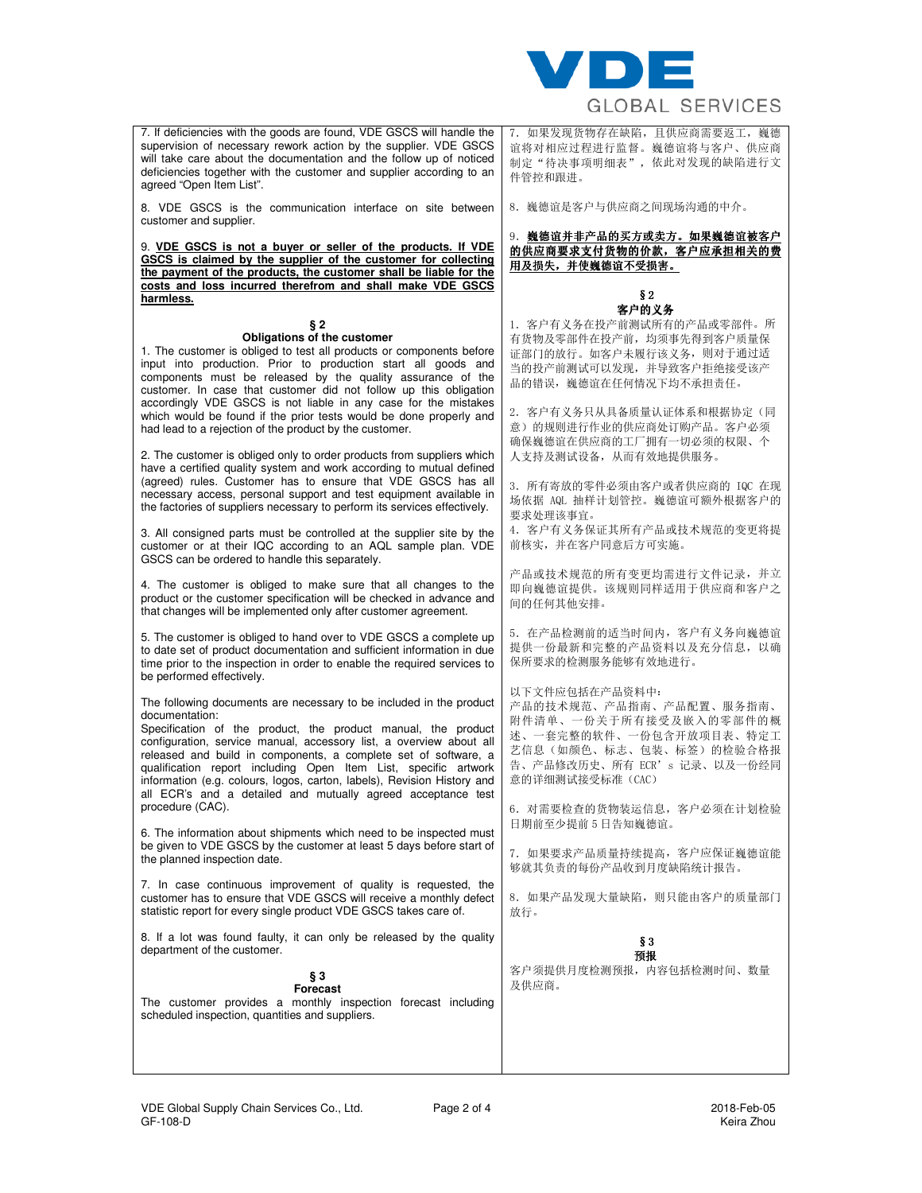7. If deficiencies with the goods are found, VDE GSCS will handle the supervision of necessary rework action by the supplier. VDE GSCS will take care about the documentation and the follow up of noticed deficiencies together with the customer and supplier according to an agreed "Open Item List".

8. VDE GSCS is the communication interface on site between customer and supplier.

9. **VDE GSCS is not a buyer or seller of the products. If VDE GSCS is claimed by the supplier of the customer for collecting the payment of the products, the customer shall be liable for the costs and loss incurred therefrom and shall make VDE GSCS harmless.**

## § 2
## Obligations of the customer

1. The customer is obliged to test all products or components before input into production. Prior to production start all goods and components must be released by the quality assurance of the customer. In case that customer did not follow up this obligation accordingly VDE GSCS is not liable in any case for the mistakes which would be found if the prior tests would be done properly and had lead to a rejection of the product by the customer.

2. The customer is obliged only to order products from suppliers which have a certified quality system and work according to mutual defined (agreed) rules. Customer has to ensure that VDE GSCS has all necessary access, personal support and test equipment available in the factories of suppliers necessary to perform its services effectively.

3. All consigned parts must be controlled at the supplier site by the customer or at their IQC according to an AQL sample plan. VDE GSCS can be ordered to handle this separately.

4. The customer is obliged to make sure that all changes to the product or the customer specification will be checked in advance and that changes will be implemented only after customer agreement.

5. The customer is obliged to hand over to VDE GSCS a complete up to date set of product documentation and sufficient information in due time prior to the inspection in order to enable the required services to be performed effectively.

The following documents are necessary to be included in the product documentation:
Specification of the product, the product manual, the product configuration, service manual, accessory list, a overview about all released and build in components, a complete set of software, a qualification report including Open Item List, specific artwork information (e.g. colours, logos, carton, labels), Revision History and all ECR's and a detailed and mutually agreed acceptance test procedure (CAC).

6. The information about shipments which need to be inspected must be given to VDE GSCS by the customer at least 5 days before start of the planned inspection date.

7. In case continuous improvement of quality is requested, the customer has to ensure that VDE GSCS will receive a monthly defect statistic report for every single product VDE GSCS takes care of.

8. If a lot was found faulty, it can only be released by the quality department of the customer.

## § 3
## Forecast

The customer provides a monthly inspection forecast including scheduled inspection, quantities and suppliers.

---

7. 如果发现货物存在缺陷，且供应商需要返工，巍德谊将对相应过程进行监督。巍德谊将与客户、供应商制定"待决事项明细表"，依此对发现的缺陷进行文件管控和跟进。

8. 巍德谊是客户与供应商之间现场沟通的中介。

9. **巍德谊并非产品的买方或卖方。如果巍德谊被客户的供应商要求支付货物的价款，客户应承担相关的费用及损失，并使巍德谊不受损害。**

## § 2
## 客户的义务

1. 客户有义务在投产前测试所有的产品或零部件。所有货物及零部件在投产前，均须事先得到客户质量保证部门的放行。如客户未履行该义务，则对于通过适当的投产前测试可以发现，并导致客户拒绝接受该产品的错误，巍德谊在任何情况下均不承担责任。

2. 客户有义务只从具备质量认证体系和根据协定（同意）的规则进行作业的供应商处订购产品。客户必须确保巍德谊在供应商的工厂拥有一切必须的权限、个人支持及测试设备，从而有效地提供服务。

3. 所有寄放的零件必须由客户或者供应商的 IQC 在现场依据 AQL 抽样计划管控。巍德谊可额外根据客户的要求处理该事宜。

4. 客户有义务保证其所有产品或技术规范的变更将提前核实，并在客户同意后方可实施。

产品或技术规范的所有变更均需进行文件记录，并立即向巍德谊提供。该规则同样适用于供应商和客户之间的任何其他安排。

5. 在产品检测前的适当时间内，客户有义务向巍德谊提供一份最新和完整的产品资料以及充分信息，以确保所要求的检测服务能够有效地进行。

以下文件应包括在产品资料中：
产品的技术规范、产品指南、产品配置、服务指南、附件清单、一份关于所有接受及嵌入的零部件的概述、一套完整的软件、一份包含开放项目表、特定工艺信息（如颜色、标志、包装、标签）的检验合格报告、产品修改历史、所有 ECR's 记录、以及一份经同意的详细测试接受标准（CAC）

6. 对需要检查的货物装运信息，客户必须在计划检验日期前至少提前 5 日告知巍德谊。

7. 如果要求产品质量持续提高，客户应保证巍德谊能够就其负责的每份产品收到月度缺陷统计报告。

8. 如果产品发现大量缺陷，则只能由客户的质量部门放行。

## § 3
## 预报

客户须提供月度检测预报，内容包括检测时间、数量及供应商。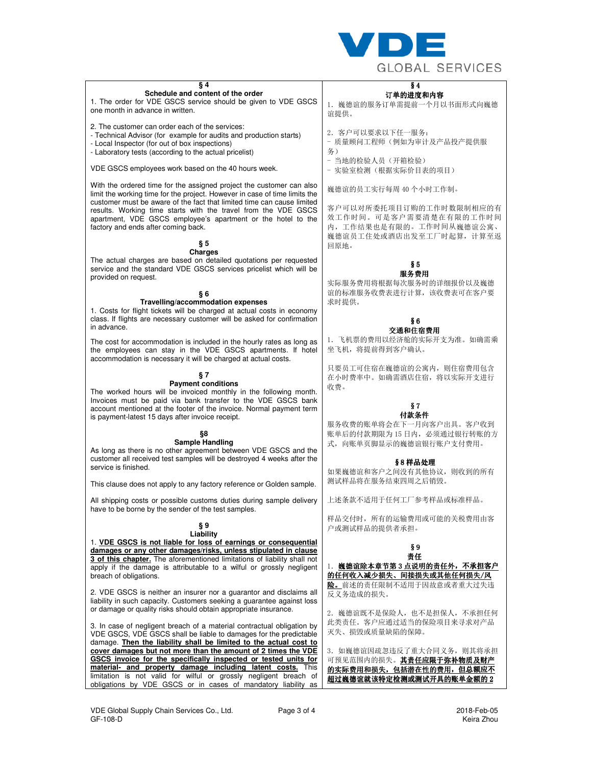| § 4<br>**Schedule and content of the order** | § 4<br>**订单的进度和内容** |
|---|---|
| 1. The order for VDE GSCS service should be given to VDE GSCS one month in advance in written. | 1. 巍德谊的服务订单需提前一个月以书面形式向巍德谊提供。 |
| 2. The customer can order each of the services:<br>- Technical Advisor (for example for audits and production starts)<br>- Local Inspector (for out of box inspections)<br>- Laboratory tests (according to the actual pricelist) | 2. 客户可以要求以下任一服务：<br>- 质量顾问工程师（例如为审计及产品投产提供服务）<br>- 当地的检验人员（开箱检验）<br>- 实验室检测（根据实际价目表的项目） |
| VDE GSCS employees work based on the 40 hours week. | 巍德谊的员工实行每周 40 个小时工作制。 |
| With the ordered time for the assigned project the customer can also limit the working time for the project. However in case of time limits the customer must be aware of the fact that limited time can cause limited results. Working time starts with the travel from the VDE GSCS apartment, VDE GSCS employee's apartment or the hotel to the factory and ends after coming back. | 客户可以对所委托项目订购的工作时数限制相应的有效工作时间。可是客户需要清楚在有限的工作时间内，工作结果也是有限的。工作时间从巍德谊公寓、巍德谊员工住处或酒店出发至工厂时起算，计算至返回原地。 |
| § 5<br>**Charges**<br>The actual charges are based on detailed quotations per requested service and the standard VDE GSCS services pricelist which will be provided on request. | § 5<br>**服务费用**<br>实际服务费用将根据每次服务时的详细报价以及巍德谊的标准服务收费表进行计算，该收费表可在客户要求时提供。 |
| § 6<br>**Travelling/accommodation expenses**<br>1. Costs for flight tickets will be charged at actual costs in economy class. If flights are necessary customer will be asked for confirmation in advance. | § 6<br>**交通和住宿费用**<br>1. 飞机票的费用以经济舱的实际开支为准。如确需乘坐飞机，将提前得到客户确认。 |
| The cost for accommodation is included in the hourly rates as long as the employees can stay in the VDE GSCS apartments. If hotel accommodation is necessary it will be charged at actual costs. | 只要员工可住宿在巍德谊的公寓内，则住宿费用包含在小时费率中。如确需酒店住宿，将以实际开支进行收费。 |
| § 7<br>**Payment conditions**<br>The worked hours will be invoiced monthly in the following month. Invoices must be paid via bank transfer to the VDE GSCS bank account mentioned at the footer of the invoice. Normal payment term is payment-latest 15 days after invoice receipt. | § 7<br>**付款条件**<br>服务收费的账单将会在下一月向客户出具。客户收到账单后的付款期限为 15 日内，必须通过银行转账的方式，向账单页脚显示的巍德谊银行账户支付费用。 |
| §8<br>**Sample Handling**<br>As long as there is no other agreement between VDE GSCS and the customer all received test samples will be destroyed 4 weeks after the service is finished. | **§ 8 样品处理**<br>如果巍德谊和客户之间没有其他协议，则收到的所有测试样品将在服务结束四周之后销毁。 |
| This clause does not apply to any factory reference or Golden sample. | 上述条款不适用于任何工厂参考样品或标准样品。 |
| All shipping costs or possible customs duties during sample delivery have to be borne by the sender of the test samples. | 样品交付时，所有的运输费用或可能的关税费用由客户或测试样品的提供者承担。 |
| § 9<br>**Liability**<br>1. **VDE GSCS is not liable for loss of earnings or consequential damages or any other damages/risks, unless stipulated in clause 3 of this chapter.** The aforementioned limitations of liability shall not apply if the damage is attributable to a wilful or grossly negligent breach of obligations. | § 9<br>**责任**<br>1. **巍德谊除本章节第 3 点说明的责任外，不承担客户的任何收入减少损失、间接损失或其他任何损失/风险。** 前述的责任限制不适用于因故意或者重大过失违反义务造成的损失。 |
| 2. VDE GSCS is neither an insurer nor a guarantor and disclaims all liability in such capacity. Customers seeking a guarantee against loss or damage or quality risks should obtain appropriate insurance. | 2. 巍德谊既不是保险人，也不是担保人，不承担任何此类责任。客户应通过适当的保险项目来寻求对产品灭失、损毁或质量缺陷的保障。 |
| 3. In case of negligent breach of a material contractual obligation by VDE GSCS, VDE GSCS shall be liable to damages for the predictable damage. **Then the liability shall be limited to the actual cost to cover damages but not more than the amount of 2 times the VDE GSCS invoice for the specifically inspected or tested units for material- and property damage including latent costs.** This limitation is not valid for wilful or grossly negligent breach of obligations by VDE GSCS or in cases of mandatory liability as | 3. 如巍德谊因疏忽违反了重大合同义务，则其将承担可预见范围内的损失。**其责任应限于弥补物质及财产的实际费用和损失，包括潜在性的费用，但总额应不超过巍德谊就该特定检测或测试开具的账单金额的 2** |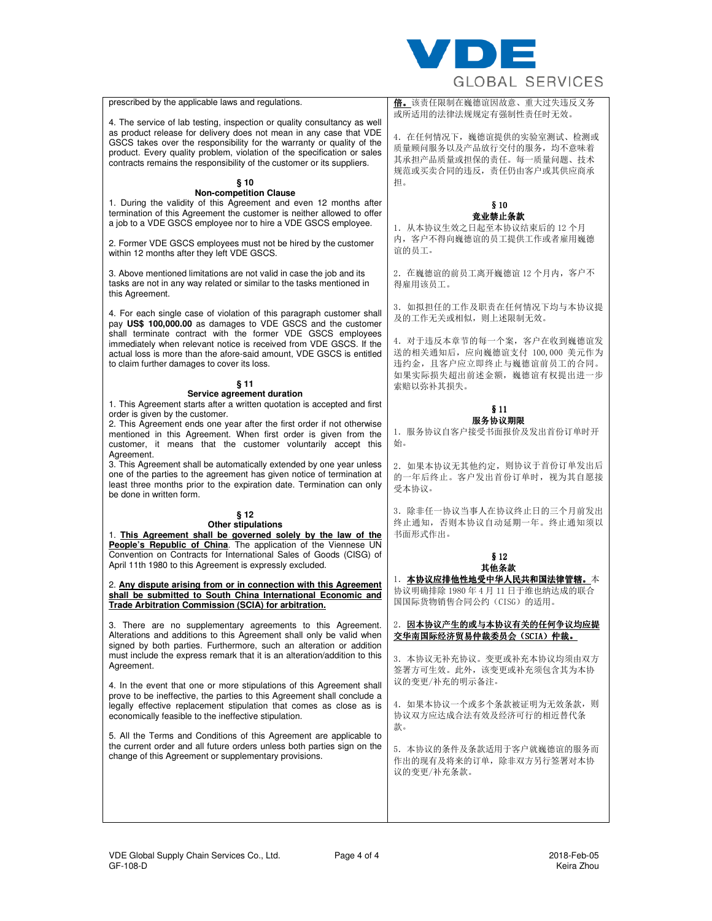prescribed by the applicable laws and regulations.

4. The service of lab testing, inspection or quality consultancy as well as product release for delivery does not mean in any case that VDE GSCS takes over the responsibility for the warranty or quality of the product. Every quality problem, violation of the specification or sales contracts remains the responsibility of the customer or its suppliers.

### § 10
### Non-competition Clause

1. During the validity of this Agreement and even 12 months after termination of this Agreement the customer is neither allowed to offer a job to a VDE GSCS employee nor to hire a VDE GSCS employee.

2. Former VDE GSCS employees must not be hired by the customer within 12 months after they left VDE GSCS.

3. Above mentioned limitations are not valid in case the job and its tasks are not in any way related or similar to the tasks mentioned in this Agreement.

4. For each single case of violation of this paragraph customer shall pay **US$ 100,000.00** as damages to VDE GSCS and the customer shall terminate contract with the former VDE GSCS employees immediately when relevant notice is received from VDE GSCS. If the actual loss is more than the afore-said amount, VDE GSCS is entitled to claim further damages to cover its loss.

### § 11
### Service agreement duration

1. This Agreement starts after a written quotation is accepted and first order is given by the customer.
2. This Agreement ends one year after the first order if not otherwise mentioned in this Agreement. When first order is given from the customer, it means that the customer voluntarily accept this Agreement.
3. This Agreement shall be automatically extended by one year unless one of the parties to the agreement has given notice of termination at least three months prior to the expiration date. Termination can only be done in written form.

### § 12
### Other stipulations

1. **This Agreement shall be governed solely by the law of the People's Republic of China**. The application of the Viennese UN Convention on Contracts for International Sales of Goods (CISG) of April 11th 1980 to this Agreement is expressly excluded.

2. **Any dispute arising from or in connection with this Agreement shall be submitted to South China International Economic and Trade Arbitration Commission (SCIA) for arbitration.**

3. There are no supplementary agreements to this Agreement. Alterations and additions to this Agreement shall only be valid when signed by both parties. Furthermore, such an alteration or addition must include the express remark that it is an alteration/addition to this Agreement.

4. In the event that one or more stipulations of this Agreement shall prove to be ineffective, the parties to this Agreement shall conclude a legally effective replacement stipulation that comes as close as is economically feasible to the ineffective stipulation.

5. All the Terms and Conditions of this Agreement are applicable to the current order and all future orders unless both parties sign on the change of this Agreement or supplementary provisions.

**倍。**该责任限制在巍德谊因故意、重大过失违反义务或所适用的法律法规规定有强制性责任时无效。

4. 在任何情况下，巍德谊提供的实验室测试、检测或质量顾问服务以及产品放行交付的服务，均不意味着其承担产品质量或担保的责任。每一质量问题、技术规范或买卖合同的违反，责任仍由客户或其供应商承担。

### § 10
### 竞业禁止条款

1. 从本协议生效之日起至本协议结束后的 12 个月内，客户不得向巍德谊的员工提供工作或者雇用巍德谊的员工。

2. 在巍德谊的前员工离开巍德谊 12 个月内，客户不得雇用该员工。

3. 如拟担任的工作及职责在任何情况下均与本协议提及的工作无关或相似，则上述限制无效。

4. 对于违反本章节的每一个案，客户在收到巍德谊发送的相关通知后，应向巍德谊支付 100,000 美元作为违约金，且客户应立即终止与巍德谊前员工的合同。如果实际损失超出前述金额，巍德谊有权提出进一步索赔以弥补其损失。

### § 11
### 服务协议期限

1. 服务协议自客户接受书面报价及发出首份订单时开始。

2. 如果本协议无其他约定，则协议于首份订单发出后的一年后终止。客户发出首份订单时，视为其自愿接受本协议。

3. 除非任一协议当事人在协议终止日的三个月前发出终止通知，否则本协议自动延期一年。终止通知须以书面形式作出。

### § 12
### 其他条款

1. **本协议应排他性地受中华人民共和国法律管辖。**本协议明确排除 1980 年 4 月 11 日于维也纳达成的联合国国际货物销售合同公约（CISG）的适用。

2. **因本协议产生的或与本协议有关的任何争议均应提交华南国际经济贸易仲裁委员会（SCIA）仲裁。**

3. 本协议无补充协议。变更或补充本协议均须由双方签署方可生效。此外，该变更或补充须包含其为本协议的变更/补充的明示备注。

4. 如果本协议一个或多个条款被证明为无效条款，则协议双方应达成合法有效及经济可行的相近替代条款。

5. 本协议的条件及条款适用于客户就巍德谊的服务而作出的现有及将来的订单，除非双方另行签署对本协议的变更/补充条款。

VDE Global Supply Chain Services Co., Ltd.
GF-108-D

2018-Feb-05
Keira Zhou